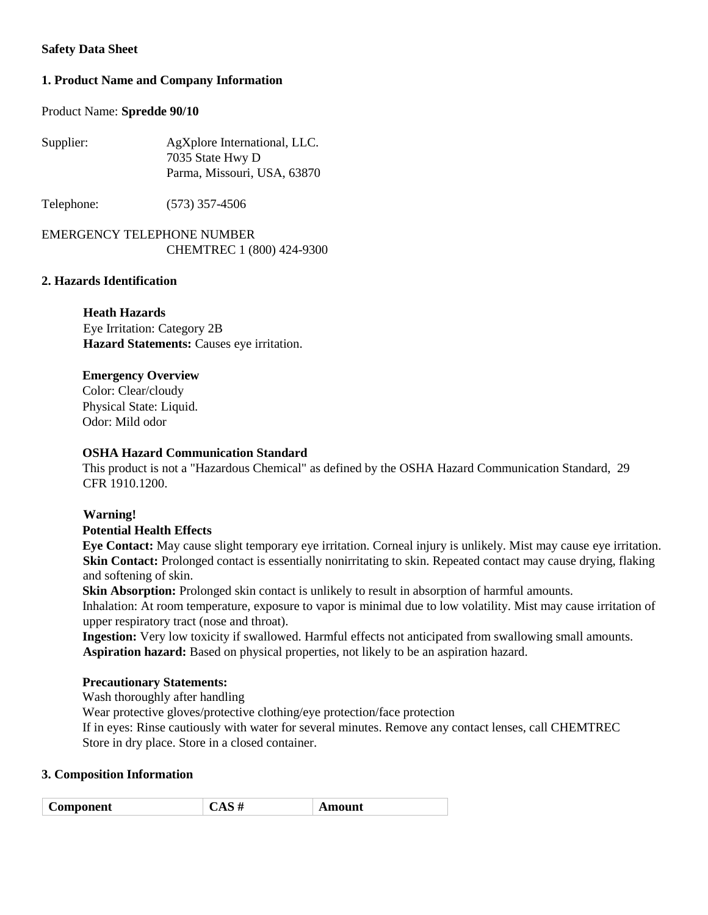**Safety Data Sheet**

## 1. Product Name and Company Information

Product Name: **Spredde 90/10**

Supplier: AgXplore International, LLC.
7035 State Hwy D
Parma, Missouri, USA, 63870

Telephone: (573) 357-4506

EMERGENCY TELEPHONE NUMBER
CHEMTREC 1 (800) 424-9300

## 2. Hazards Identification

**Heath Hazards**
Eye Irritation: Category 2B
**Hazard Statements:** Causes eye irritation.

**Emergency Overview**
Color: Clear/cloudy
Physical State: Liquid.
Odor: Mild odor

**OSHA Hazard Communication Standard**
This product is not a "Hazardous Chemical" as defined by the OSHA Hazard Communication Standard, 29 CFR 1910.1200.

**Warning!**
**Potential Health Effects**
**Eye Contact:** May cause slight temporary eye irritation. Corneal injury is unlikely. Mist may cause eye irritation.
**Skin Contact:** Prolonged contact is essentially nonirritating to skin. Repeated contact may cause drying, flaking and softening of skin.
**Skin Absorption:** Prolonged skin contact is unlikely to result in absorption of harmful amounts.
Inhalation: At room temperature, exposure to vapor is minimal due to low volatility. Mist may cause irritation of upper respiratory tract (nose and throat).
**Ingestion:** Very low toxicity if swallowed. Harmful effects not anticipated from swallowing small amounts.
**Aspiration hazard:** Based on physical properties, not likely to be an aspiration hazard.

**Precautionary Statements:**
Wash thoroughly after handling
Wear protective gloves/protective clothing/eye protection/face protection
If in eyes: Rinse cautiously with water for several minutes. Remove any contact lenses, call CHEMTREC
Store in dry place. Store in a closed container.

## 3. Composition Information

| Component | CAS # | Amount |
|---|---|---|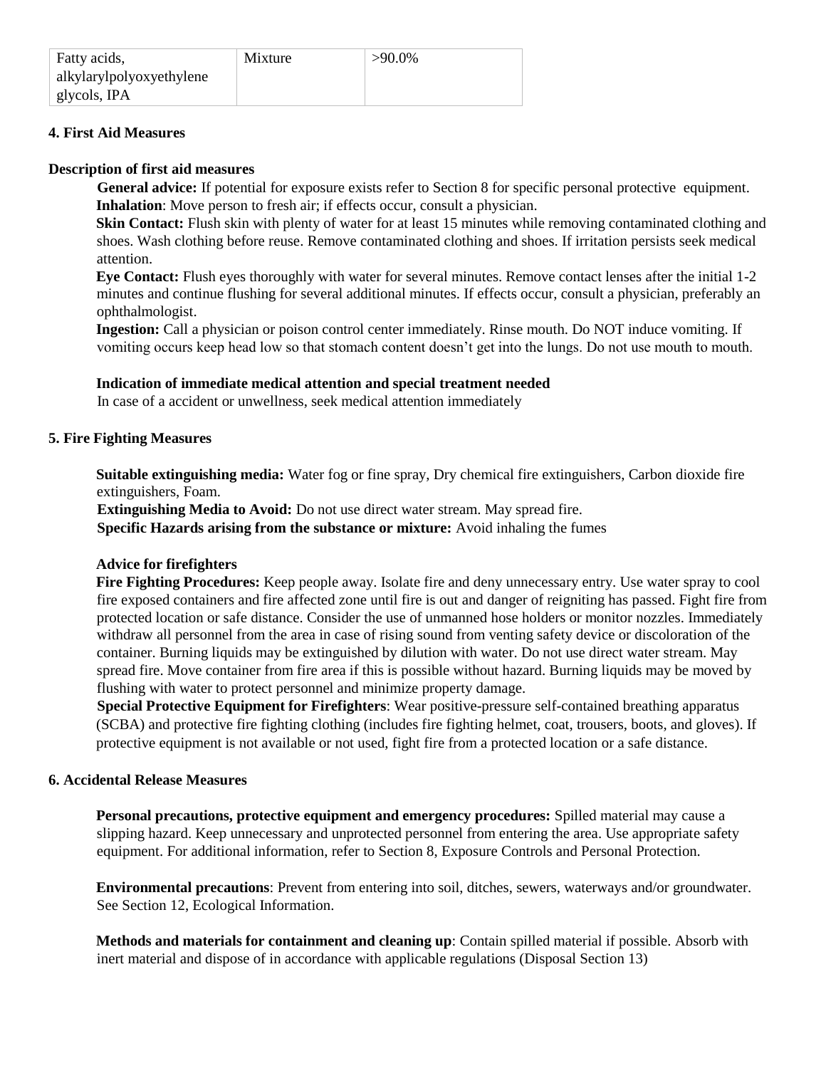| Fatty acids, alkylarylpolyoxyethylene glycols, IPA | Mixture | >90.0% |
|---|---|---|

## 4. First Aid Measures

### Description of first aid measures

**General advice:** If potential for exposure exists refer to Section 8 for specific personal protective equipment.
**Inhalation**: Move person to fresh air; if effects occur, consult a physician.
**Skin Contact:** Flush skin with plenty of water for at least 15 minutes while removing contaminated clothing and shoes. Wash clothing before reuse. Remove contaminated clothing and shoes. If irritation persists seek medical attention.
**Eye Contact:** Flush eyes thoroughly with water for several minutes. Remove contact lenses after the initial 1-2 minutes and continue flushing for several additional minutes. If effects occur, consult a physician, preferably an ophthalmologist.
**Ingestion:** Call a physician or poison control center immediately. Rinse mouth. Do NOT induce vomiting. If vomiting occurs keep head low so that stomach content doesn't get into the lungs. Do not use mouth to mouth.

**Indication of immediate medical attention and special treatment needed**
In case of a accident or unwellness, seek medical attention immediately

## 5. Fire Fighting Measures

**Suitable extinguishing media:** Water fog or fine spray, Dry chemical fire extinguishers, Carbon dioxide fire extinguishers, Foam.
**Extinguishing Media to Avoid:** Do not use direct water stream. May spread fire.
**Specific Hazards arising from the substance or mixture:** Avoid inhaling the fumes

**Advice for firefighters**
**Fire Fighting Procedures:** Keep people away. Isolate fire and deny unnecessary entry. Use water spray to cool fire exposed containers and fire affected zone until fire is out and danger of reigniting has passed. Fight fire from protected location or safe distance. Consider the use of unmanned hose holders or monitor nozzles. Immediately withdraw all personnel from the area in case of rising sound from venting safety device or discoloration of the container. Burning liquids may be extinguished by dilution with water. Do not use direct water stream. May spread fire. Move container from fire area if this is possible without hazard. Burning liquids may be moved by flushing with water to protect personnel and minimize property damage.
**Special Protective Equipment for Firefighters**: Wear positive-pressure self-contained breathing apparatus (SCBA) and protective fire fighting clothing (includes fire fighting helmet, coat, trousers, boots, and gloves). If protective equipment is not available or not used, fight fire from a protected location or a safe distance.

## 6. Accidental Release Measures

**Personal precautions, protective equipment and emergency procedures:** Spilled material may cause a slipping hazard. Keep unnecessary and unprotected personnel from entering the area. Use appropriate safety equipment. For additional information, refer to Section 8, Exposure Controls and Personal Protection.

**Environmental precautions**: Prevent from entering into soil, ditches, sewers, waterways and/or groundwater. See Section 12, Ecological Information.

**Methods and materials for containment and cleaning up**: Contain spilled material if possible. Absorb with inert material and dispose of in accordance with applicable regulations (Disposal Section 13)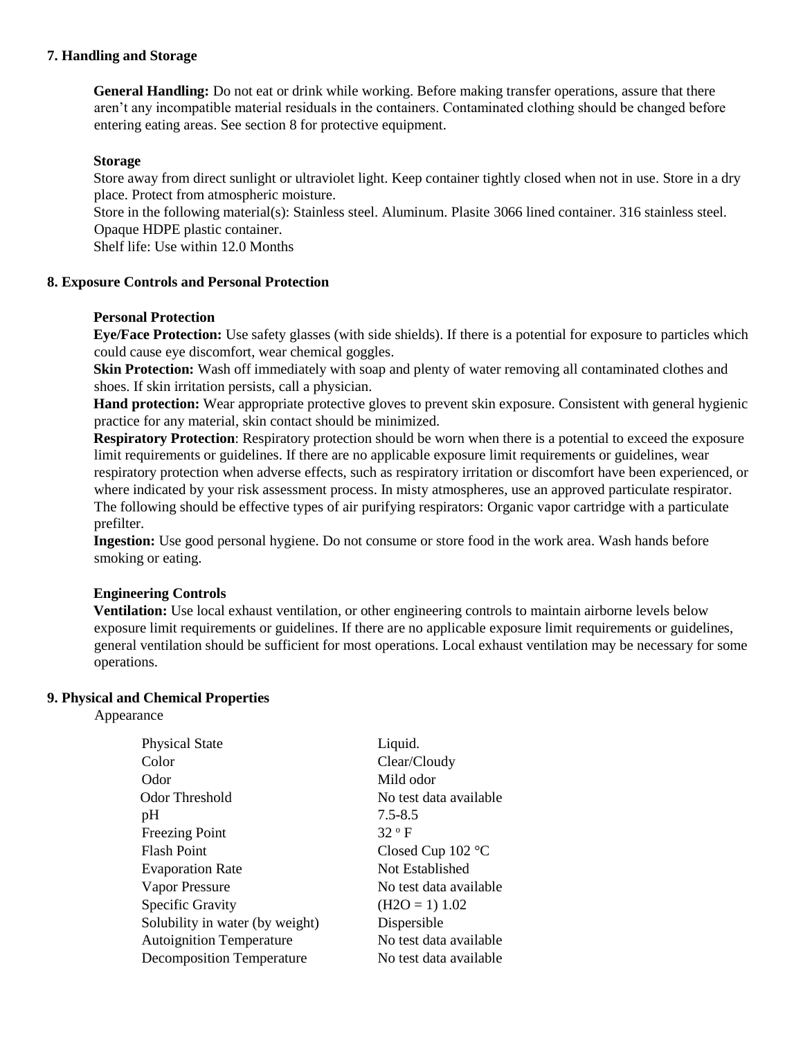## 7. Handling and Storage

**General Handling:** Do not eat or drink while working. Before making transfer operations, assure that there aren't any incompatible material residuals in the containers. Contaminated clothing should be changed before entering eating areas. See section 8 for protective equipment.

**Storage**

Store away from direct sunlight or ultraviolet light. Keep container tightly closed when not in use. Store in a dry place. Protect from atmospheric moisture.

Store in the following material(s): Stainless steel. Aluminum. Plasite 3066 lined container. 316 stainless steel. Opaque HDPE plastic container.

Shelf life: Use within 12.0 Months

## 8. Exposure Controls and Personal Protection

**Personal Protection**

**Eye/Face Protection:** Use safety glasses (with side shields). If there is a potential for exposure to particles which could cause eye discomfort, wear chemical goggles.

**Skin Protection:** Wash off immediately with soap and plenty of water removing all contaminated clothes and shoes. If skin irritation persists, call a physician.

**Hand protection:** Wear appropriate protective gloves to prevent skin exposure. Consistent with general hygienic practice for any material, skin contact should be minimized.

**Respiratory Protection**: Respiratory protection should be worn when there is a potential to exceed the exposure limit requirements or guidelines. If there are no applicable exposure limit requirements or guidelines, wear respiratory protection when adverse effects, such as respiratory irritation or discomfort have been experienced, or where indicated by your risk assessment process. In misty atmospheres, use an approved particulate respirator. The following should be effective types of air purifying respirators: Organic vapor cartridge with a particulate prefilter.

**Ingestion:** Use good personal hygiene. Do not consume or store food in the work area. Wash hands before smoking or eating.

**Engineering Controls**

**Ventilation:** Use local exhaust ventilation, or other engineering controls to maintain airborne levels below exposure limit requirements or guidelines. If there are no applicable exposure limit requirements or guidelines, general ventilation should be sufficient for most operations. Local exhaust ventilation may be necessary for some operations.

## 9. Physical and Chemical Properties

Appearance

| | |
|---|---|
| Physical State | Liquid. |
| Color | Clear/Cloudy |
| Odor | Mild odor |
| Odor Threshold | No test data available |
| pH | 7.5-8.5 |
| Freezing Point | 32 °F |
| Flash Point | Closed Cup 102 °C |
| Evaporation Rate | Not Established |
| Vapor Pressure | No test data available |
| Specific Gravity | ($H_2O$ = 1) 1.02 |
| Solubility in water (by weight) | Dispersible |
| Autoignition Temperature | No test data available |
| Decomposition Temperature | No test data available |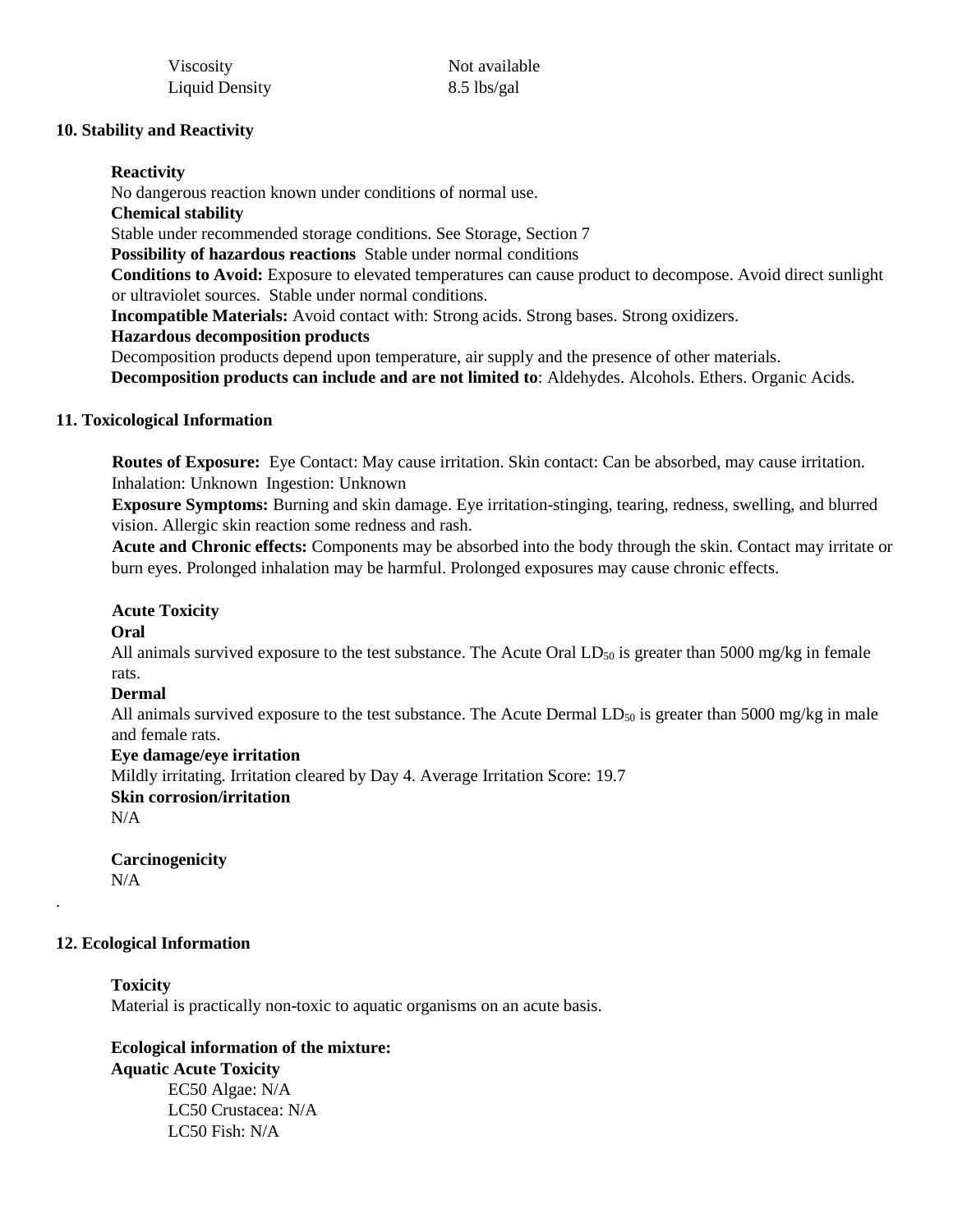| | |
|---|---|
| Viscosity | Not available |
| Liquid Density | 8.5 lbs/gal |

## 10. Stability and Reactivity

**Reactivity**

No dangerous reaction known under conditions of normal use.

**Chemical stability**

Stable under recommended storage conditions. See Storage, Section 7

**Possibility of hazardous reactions** Stable under normal conditions

**Conditions to Avoid:** Exposure to elevated temperatures can cause product to decompose. Avoid direct sunlight or ultraviolet sources. Stable under normal conditions.

**Incompatible Materials:** Avoid contact with: Strong acids. Strong bases. Strong oxidizers.

**Hazardous decomposition products**

Decomposition products depend upon temperature, air supply and the presence of other materials.

**Decomposition products can include and are not limited to**: Aldehydes. Alcohols. Ethers. Organic Acids.

## 11. Toxicological Information

**Routes of Exposure:** Eye Contact: May cause irritation. Skin contact: Can be absorbed, may cause irritation. Inhalation: Unknown Ingestion: Unknown

**Exposure Symptoms:** Burning and skin damage. Eye irritation-stinging, tearing, redness, swelling, and blurred vision. Allergic skin reaction some redness and rash.

**Acute and Chronic effects:** Components may be absorbed into the body through the skin. Contact may irritate or burn eyes. Prolonged inhalation may be harmful. Prolonged exposures may cause chronic effects.

**Acute Toxicity**

**Oral**

All animals survived exposure to the test substance. The Acute Oral $LD_{50}$ is greater than 5000 mg/kg in female rats.

**Dermal**

All animals survived exposure to the test substance. The Acute Dermal $LD_{50}$ is greater than 5000 mg/kg in male and female rats.

**Eye damage/eye irritation**

Mildly irritating. Irritation cleared by Day 4. Average Irritation Score: 19.7

**Skin corrosion/irritation**

N/A

**Carcinogenicity**

N/A

## 12. Ecological Information

**Toxicity**

Material is practically non-toxic to aquatic organisms on an acute basis.

**Ecological information of the mixture:**

**Aquatic Acute Toxicity**

EC50 Algae: N/A
LC50 Crustacea: N/A
LC50 Fish: N/A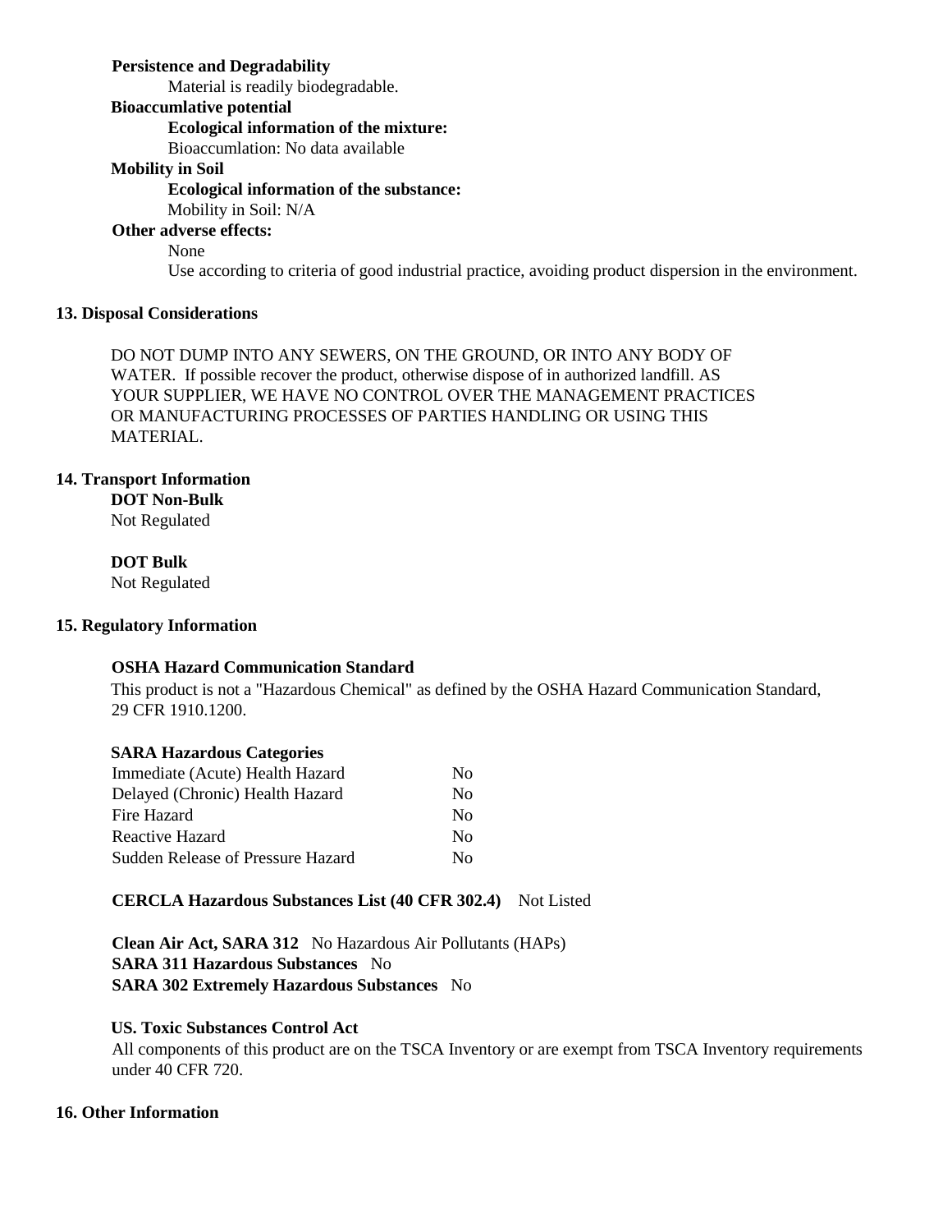**Persistence and Degradability**

Material is readily biodegradable.

**Bioaccumlative potential**

**Ecological information of the mixture:**

Bioaccumlation: No data available

**Mobility in Soil**

**Ecological information of the substance:**

Mobility in Soil: N/A

**Other adverse effects:**

None

Use according to criteria of good industrial practice, avoiding product dispersion in the environment.

## 13. Disposal Considerations

DO NOT DUMP INTO ANY SEWERS, ON THE GROUND, OR INTO ANY BODY OF WATER. If possible recover the product, otherwise dispose of in authorized landfill. AS YOUR SUPPLIER, WE HAVE NO CONTROL OVER THE MANAGEMENT PRACTICES OR MANUFACTURING PROCESSES OF PARTIES HANDLING OR USING THIS MATERIAL.

## 14. Transport Information

**DOT Non-Bulk**

Not Regulated

**DOT Bulk**

Not Regulated

## 15. Regulatory Information

**OSHA Hazard Communication Standard**

This product is not a "Hazardous Chemical" as defined by the OSHA Hazard Communication Standard, 29 CFR 1910.1200.

**SARA Hazardous Categories**

| | |
|---|---|
| Immediate (Acute) Health Hazard | No |
| Delayed (Chronic) Health Hazard | No |
| Fire Hazard | No |
| Reactive Hazard | No |
| Sudden Release of Pressure Hazard | No |

**CERCLA Hazardous Substances List (40 CFR 302.4)** Not Listed

**Clean Air Act, SARA 312** No Hazardous Air Pollutants (HAPs)
**SARA 311 Hazardous Substances** No
**SARA 302 Extremely Hazardous Substances** No

**US. Toxic Substances Control Act**

All components of this product are on the TSCA Inventory or are exempt from TSCA Inventory requirements under 40 CFR 720.

## 16. Other Information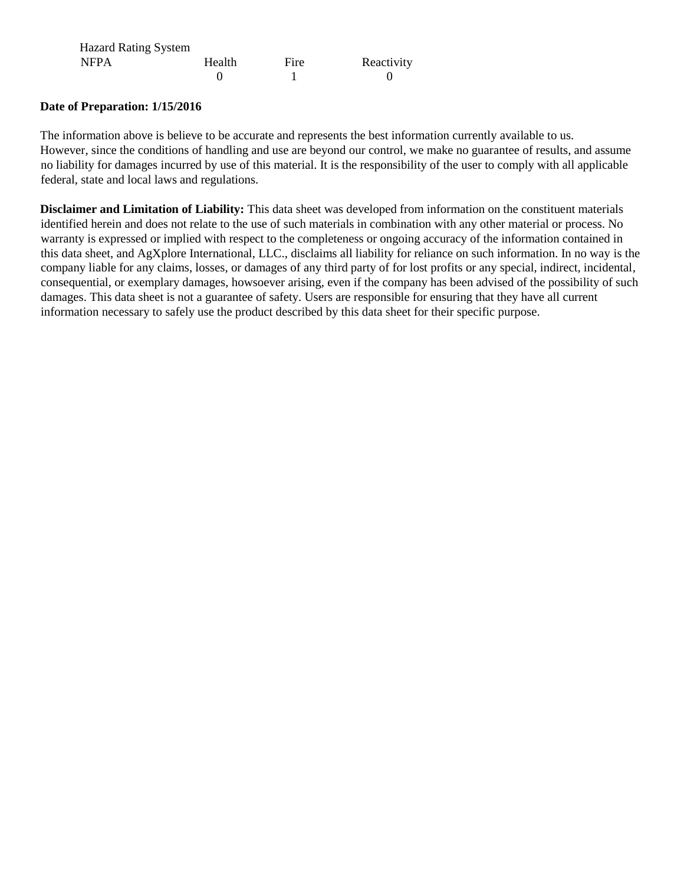Hazard Rating System

| NFPA | Health | Fire | Reactivity |
|---|---|---|---|
| | 0 | 1 | 0 |

**Date of Preparation: 1/15/2016**

The information above is believe to be accurate and represents the best information currently available to us. However, since the conditions of handling and use are beyond our control, we make no guarantee of results, and assume no liability for damages incurred by use of this material. It is the responsibility of the user to comply with all applicable federal, state and local laws and regulations.

**Disclaimer and Limitation of Liability:** This data sheet was developed from information on the constituent materials identified herein and does not relate to the use of such materials in combination with any other material or process. No warranty is expressed or implied with respect to the completeness or ongoing accuracy of the information contained in this data sheet, and AgXplore International, LLC., disclaims all liability for reliance on such information. In no way is the company liable for any claims, losses, or damages of any third party of for lost profits or any special, indirect, incidental, consequential, or exemplary damages, howsoever arising, even if the company has been advised of the possibility of such damages. This data sheet is not a guarantee of safety. Users are responsible for ensuring that they have all current information necessary to safely use the product described by this data sheet for their specific purpose.